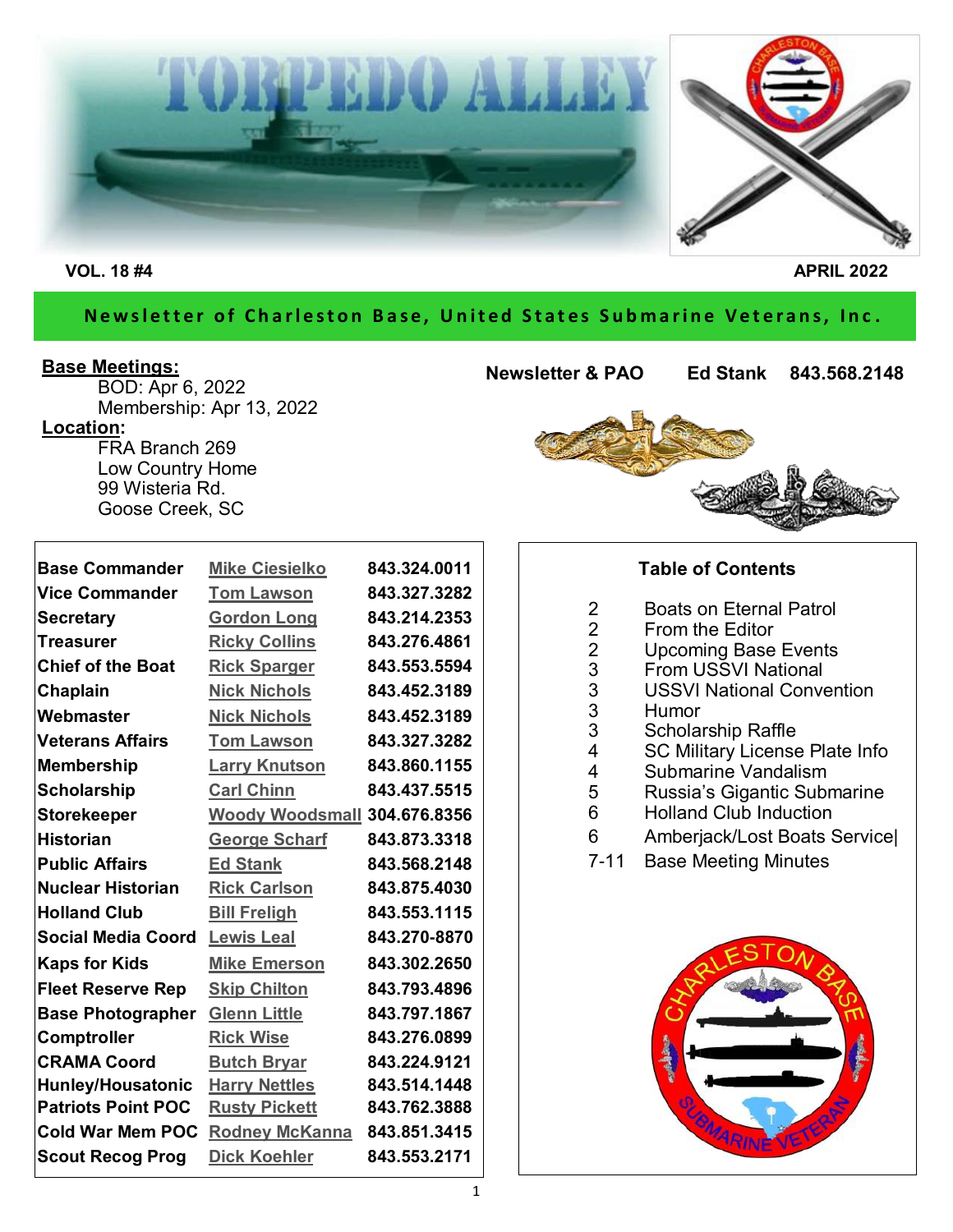# TORPEDO ALLEY

**VOL. 18 #4** **APRIL 2022**

**Newsletter of Charleston Base, United States Submarine Veterans, Inc.**

**Base Meetings:**
BOD: Apr 6, 2022
Membership: Apr 13, 2022

**Location:**
FRA Branch 269
Low Country Home
99 Wisteria Rd.
Goose Creek, SC

**Newsletter & PAO** **Ed Stank** **843.568.2148**

| | | |
|---|---|---|
| **Base Commander** | Mike Ciesielko | 843.324.0011 |
| **Vice Commander** | Tom Lawson | 843.327.3282 |
| **Secretary** | Gordon Long | 843.214.2353 |
| **Treasurer** | Ricky Collins | 843.276.4861 |
| **Chief of the Boat** | Rick Sparger | 843.553.5594 |
| **Chaplain** | Nick Nichols | 843.452.3189 |
| **Webmaster** | Nick Nichols | 843.452.3189 |
| **Veterans Affairs** | Tom Lawson | 843.327.3282 |
| **Membership** | Larry Knutson | 843.860.1155 |
| **Scholarship** | Carl Chinn | 843.437.5515 |
| **Storekeeper** | Woody Woodsmall | 304.676.8356 |
| **Historian** | George Scharf | 843.873.3318 |
| **Public Affairs** | Ed Stank | 843.568.2148 |
| **Nuclear Historian** | Rick Carlson | 843.875.4030 |
| **Holland Club** | Bill Freligh | 843.553.1115 |
| **Social Media Coord** | Lewis Leal | 843.270-8870 |
| **Kaps for Kids** | Mike Emerson | 843.302.2650 |
| **Fleet Reserve Rep** | Skip Chilton | 843.793.4896 |
| **Base Photographer** | Glenn Little | 843.797.1867 |
| **Comptroller** | Rick Wise | 843.276.0899 |
| **CRAMA Coord** | Butch Bryar | 843.224.9121 |
| **Hunley/Housatonic** | Harry Nettles | 843.514.1448 |
| **Patriots Point POC** | Rusty Pickett | 843.762.3888 |
| **Cold War Mem POC** | Rodney McKanna | 843.851.3415 |
| **Scout Recog Prog** | Dick Koehler | 843.553.2171 |

**Table of Contents**

| | |
|---|---|
| 2 | Boats on Eternal Patrol |
| 2 | From the Editor |
| 2 | Upcoming Base Events |
| 3 | From USSVI National |
| 3 | USSVI National Convention |
| 3 | Humor |
| 3 | Scholarship Raffle |
| 4 | SC Military License Plate Info |
| 4 | Submarine Vandalism |
| 5 | Russia's Gigantic Submarine |
| 6 | Holland Club Induction |
| 6 | Amberjack/Lost Boats Service |
| 7-11 | Base Meeting Minutes |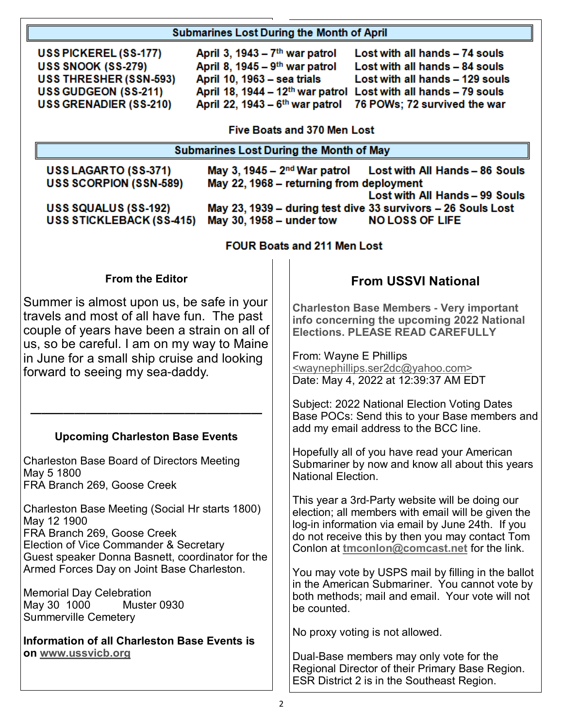## Submarines Lost During the Month of April

| | | |
|---|---|---|
| USS PICKEREL (SS-177) | April 3, 1943 – 7th war patrol | Lost with all hands – 74 souls |
| USS SNOOK (SS-279) | April 8, 1945 – 9th war patrol | Lost with all hands – 84 souls |
| USS THRESHER (SSN-593) | April 10, 1963 – sea trials | Lost with all hands – 129 souls |
| USS GUDGEON (SS-211) | April 18, 1944 – 12th war patrol | Lost with all hands – 79 souls |
| USS GRENADIER (SS-210) | April 22, 1943 – 6th war patrol | 76 POWs; 72 survived the war |

**Five Boats and 370 Men Lost**

## Submarines Lost During the Month of May

| | | |
|---|---|---|
| USS LAGARTO (SS-371) | May 3, 1945 – 2nd War patrol | Lost with All Hands – 86 Souls |
| USS SCORPION (SSN-589) | May 22, 1968 – returning from deployment | Lost with All Hands – 99 Souls |
| USS SQUALUS (SS-192) | May 23, 1939 – during test dive | 33 survivors – 26 Souls Lost |
| USS STICKLEBACK (SS-415) | May 30, 1958 – under tow | NO LOSS OF LIFE |

**FOUR Boats and 211 Men Lost**

### From the Editor

Summer is almost upon us, be safe in your travels and most of all have fun. The past couple of years have been a strain on all of us, so be careful. I am on my way to Maine in June for a small ship cruise and looking forward to seeing my sea-daddy.

---

### Upcoming Charleston Base Events

Charleston Base Board of Directors Meeting
May 5 1800
FRA Branch 269, Goose Creek

Charleston Base Meeting (Social Hr starts 1800)
May 12 1900
FRA Branch 269, Goose Creek
Election of Vice Commander & Secretary
Guest speaker Donna Basnett, coordinator for the Armed Forces Day on Joint Base Charleston.

Memorial Day Celebration
May 30 1000 Muster 0930
Summerville Cemetery

**Information of all Charleston Base Events is on www.ussvicb.org**

## From USSVI National

**Charleston Base Members - Very important info concerning the upcoming 2022 National Elections. PLEASE READ CAREFULLY**

From: Wayne E Phillips
<waynephillips.ser2dc@yahoo.com>
Date: May 4, 2022 at 12:39:37 AM EDT

Subject: 2022 National Election Voting Dates
Base POCs: Send this to your Base members and add my email address to the BCC line.

Hopefully all of you have read your American Submariner by now and know all about this years National Election.

This year a 3rd-Party website will be doing our election; all members with email will be given the log-in information via email by June 24th. If you do not receive this by then you may contact Tom Conlon at **tmconlon@comcast.net** for the link.

You may vote by USPS mail by filling in the ballot in the American Submariner. You cannot vote by both methods; mail and email. Your vote will not be counted.

No proxy voting is not allowed.

Dual-Base members may only vote for the Regional Director of their Primary Base Region. ESR District 2 is in the Southeast Region.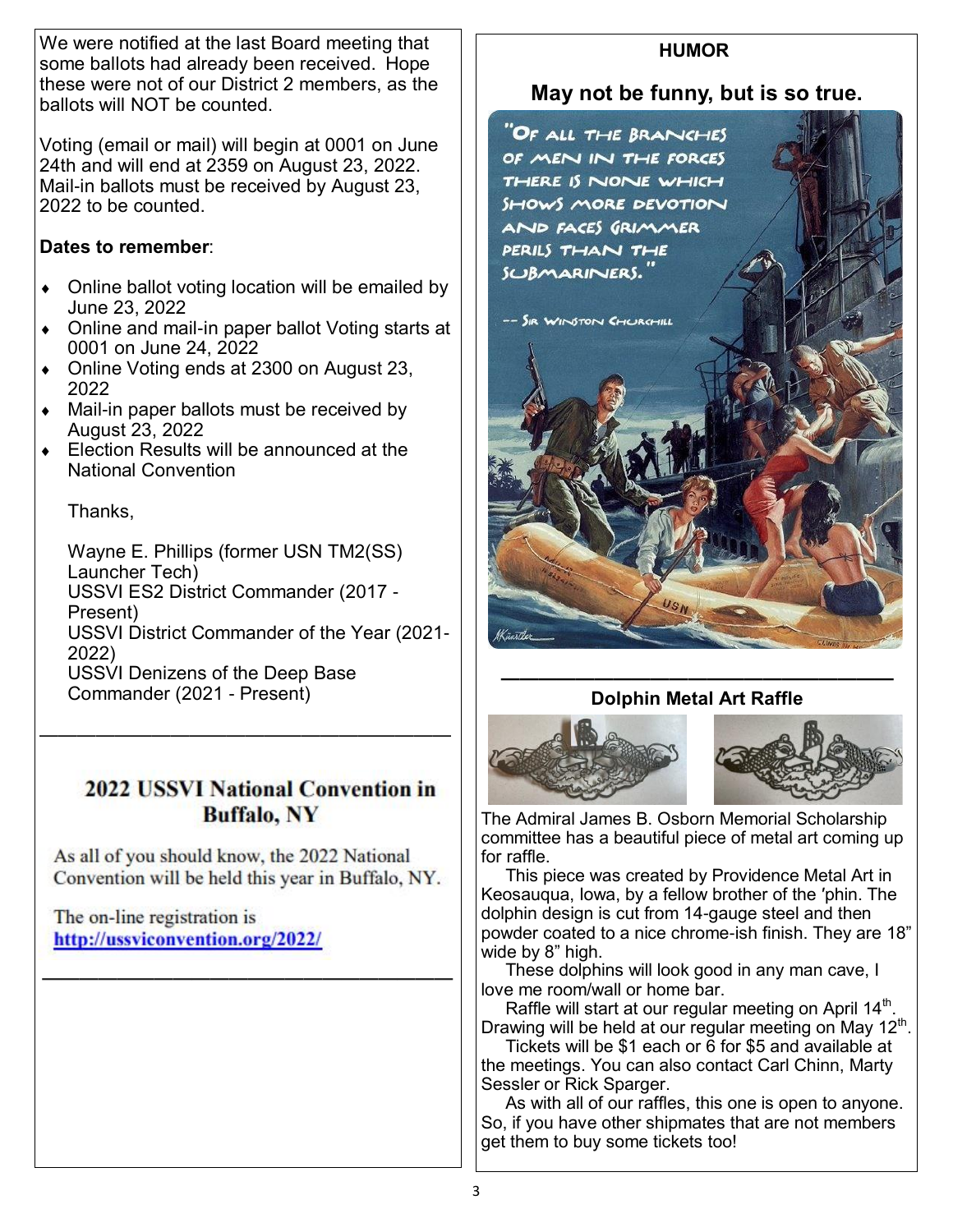We were notified at the last Board meeting that some ballots had already been received. Hope these were not of our District 2 members, as the ballots will NOT be counted.

Voting (email or mail) will begin at 0001 on June 24th and will end at 2359 on August 23, 2022. Mail-in ballots must be received by August 23, 2022 to be counted.

**Dates to remember**:

- Online ballot voting location will be emailed by June 23, 2022
- Online and mail-in paper ballot Voting starts at 0001 on June 24, 2022
- Online Voting ends at 2300 on August 23, 2022
- Mail-in paper ballots must be received by August 23, 2022
- Election Results will be announced at the National Convention

Thanks,

Wayne E. Phillips (former USN TM2(SS) Launcher Tech)
USSVI ES2 District Commander (2017 - Present)
USSVI District Commander of the Year (2021-2022)
USSVI Denizens of the Deep Base Commander (2021 - Present)

---

## 2022 USSVI National Convention in Buffalo, NY

As all of you should know, the 2022 National Convention will be held this year in Buffalo, NY.

The on-line registration is [http://ussviconvention.org/2022/](http://ussviconvention.org/2022/)

---

### HUMOR

## May not be funny, but is so true.

"Of all the branches of men in the forces there is none which shows more devotion and faces grimmer perils than the submariners."

-- Sir Winston Churchill

---

### Dolphin Metal Art Raffle

The Admiral James B. Osborn Memorial Scholarship committee has a beautiful piece of metal art coming up for raffle.

This piece was created by Providence Metal Art in Keosauqua, Iowa, by a fellow brother of the 'phin. The dolphin design is cut from 14-gauge steel and then powder coated to a nice chrome-ish finish. They are 18" wide by 8" high.

These dolphins will look good in any man cave, I love me room/wall or home bar.

Raffle will start at our regular meeting on April 14th. Drawing will be held at our regular meeting on May 12th.

Tickets will be $1 each or 6 for $5 and available at the meetings. You can also contact Carl Chinn, Marty Sessler or Rick Sparger.

As with all of our raffles, this one is open to anyone. So, if you have other shipmates that are not members get them to buy some tickets too!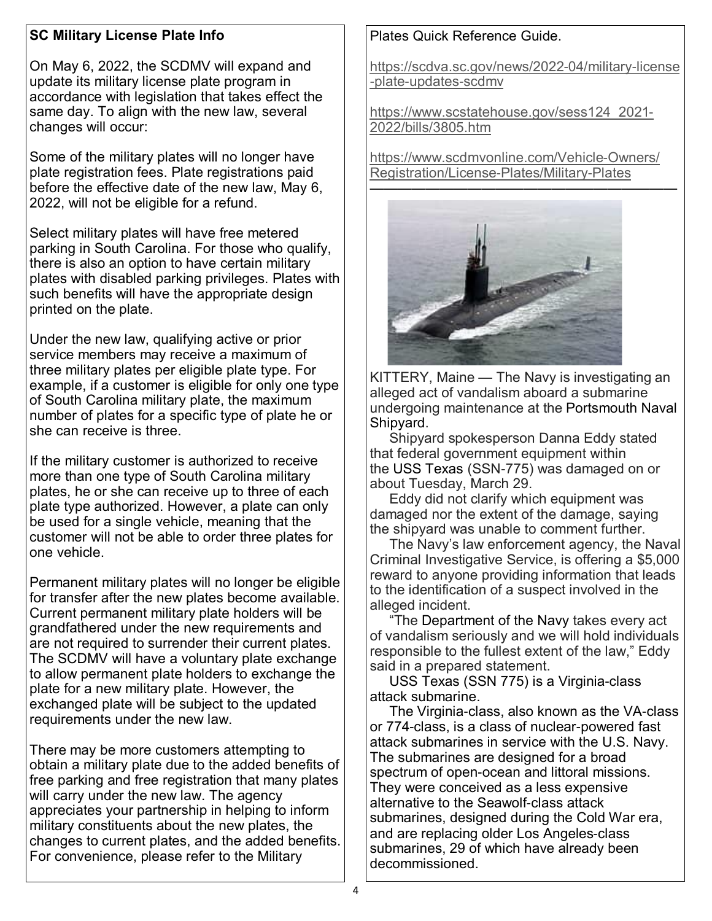## SC Military License Plate Info

On May 6, 2022, the SCDMV will expand and update its military license plate program in accordance with legislation that takes effect the same day. To align with the new law, several changes will occur:

Some of the military plates will no longer have plate registration fees. Plate registrations paid before the effective date of the new law, May 6, 2022, will not be eligible for a refund.

Select military plates will have free metered parking in South Carolina. For those who qualify, there is also an option to have certain military plates with disabled parking privileges. Plates with such benefits will have the appropriate design printed on the plate.

Under the new law, qualifying active or prior service members may receive a maximum of three military plates per eligible plate type. For example, if a customer is eligible for only one type of South Carolina military plate, the maximum number of plates for a specific type of plate he or she can receive is three.

If the military customer is authorized to receive more than one type of South Carolina military plates, he or she can receive up to three of each plate type authorized. However, a plate can only be used for a single vehicle, meaning that the customer will not be able to order three plates for one vehicle.

Permanent military plates will no longer be eligible for transfer after the new plates become available. Current permanent military plate holders will be grandfathered under the new requirements and are not required to surrender their current plates. The SCDMV will have a voluntary plate exchange to allow permanent plate holders to exchange the plate for a new military plate. However, the exchanged plate will be subject to the updated requirements under the new law.

There may be more customers attempting to obtain a military plate due to the added benefits of free parking and free registration that many plates will carry under the new law. The agency appreciates your partnership in helping to inform military constituents about the new plates, the changes to current plates, and the added benefits. For convenience, please refer to the Military Plates Quick Reference Guide.

https://scdva.sc.gov/news/2022-04/military-license-plate-updates-scdmv

https://www.scstatehouse.gov/sess124_2021-2022/bills/3805.htm

https://www.scdmvonline.com/Vehicle-Owners/Registration/License-Plates/Military-Plates

---

KITTERY, Maine — The Navy is investigating an alleged act of vandalism aboard a submarine undergoing maintenance at the Portsmouth Naval Shipyard.

Shipyard spokesperson Danna Eddy stated that federal government equipment within the USS Texas (SSN-775) was damaged on or about Tuesday, March 29.

Eddy did not clarify which equipment was damaged nor the extent of the damage, saying the shipyard was unable to comment further.

The Navy's law enforcement agency, the Naval Criminal Investigative Service, is offering a $5,000 reward to anyone providing information that leads to the identification of a suspect involved in the alleged incident.

"The Department of the Navy takes every act of vandalism seriously and we will hold individuals responsible to the fullest extent of the law," Eddy said in a prepared statement.

USS Texas (SSN 775) is a Virginia-class attack submarine.

The Virginia-class, also known as the VA-class or 774-class, is a class of nuclear-powered fast attack submarines in service with the U.S. Navy. The submarines are designed for a broad spectrum of open-ocean and littoral missions. They were conceived as a less expensive alternative to the Seawolf-class attack submarines, designed during the Cold War era, and are replacing older Los Angeles-class submarines, 29 of which have already been decommissioned.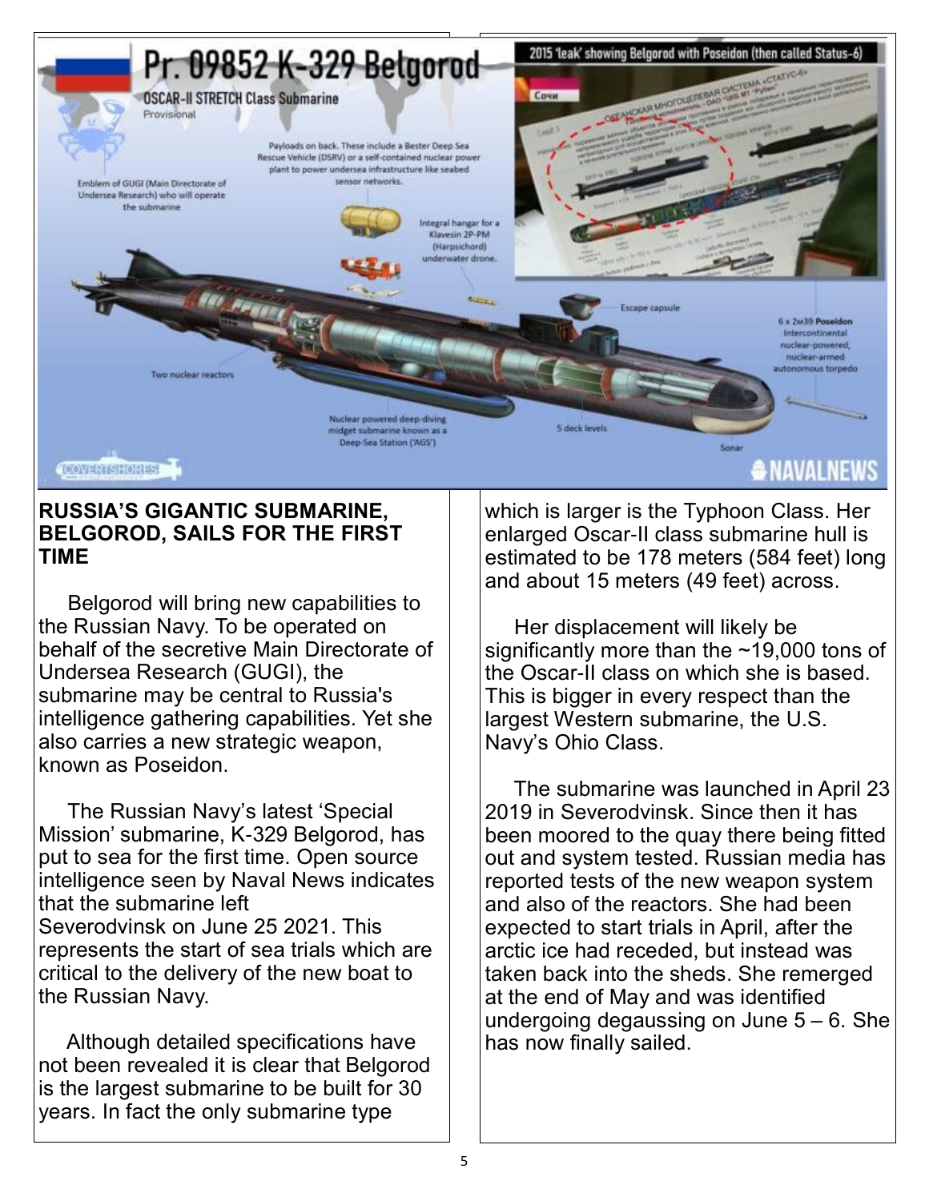## RUSSIA'S GIGANTIC SUBMARINE, BELGOROD, SAILS FOR THE FIRST TIME

Belgorod will bring new capabilities to the Russian Navy. To be operated on behalf of the secretive Main Directorate of Undersea Research (GUGI), the submarine may be central to Russia's intelligence gathering capabilities. Yet she also carries a new strategic weapon, known as Poseidon.

The Russian Navy's latest 'Special Mission' submarine, K-329 Belgorod, has put to sea for the first time. Open source intelligence seen by Naval News indicates that the submarine left Severodvinsk on June 25 2021. This represents the start of sea trials which are critical to the delivery of the new boat to the Russian Navy.

Although detailed specifications have not been revealed it is clear that Belgorod is the largest submarine to be built for 30 years. In fact the only submarine type which is larger is the Typhoon Class. Her enlarged Oscar-II class submarine hull is estimated to be 178 meters (584 feet) long and about 15 meters (49 feet) across.

Her displacement will likely be significantly more than the ~19,000 tons of the Oscar-II class on which she is based. This is bigger in every respect than the largest Western submarine, the U.S. Navy's Ohio Class.

The submarine was launched in April 23 2019 in Severodvinsk. Since then it has been moored to the quay there being fitted out and system tested. Russian media has reported tests of the new weapon system and also of the reactors. She had been expected to start trials in April, after the arctic ice had receded, but instead was taken back into the sheds. She remerged at the end of May and was identified undergoing degaussing on June 5 – 6. She has now finally sailed.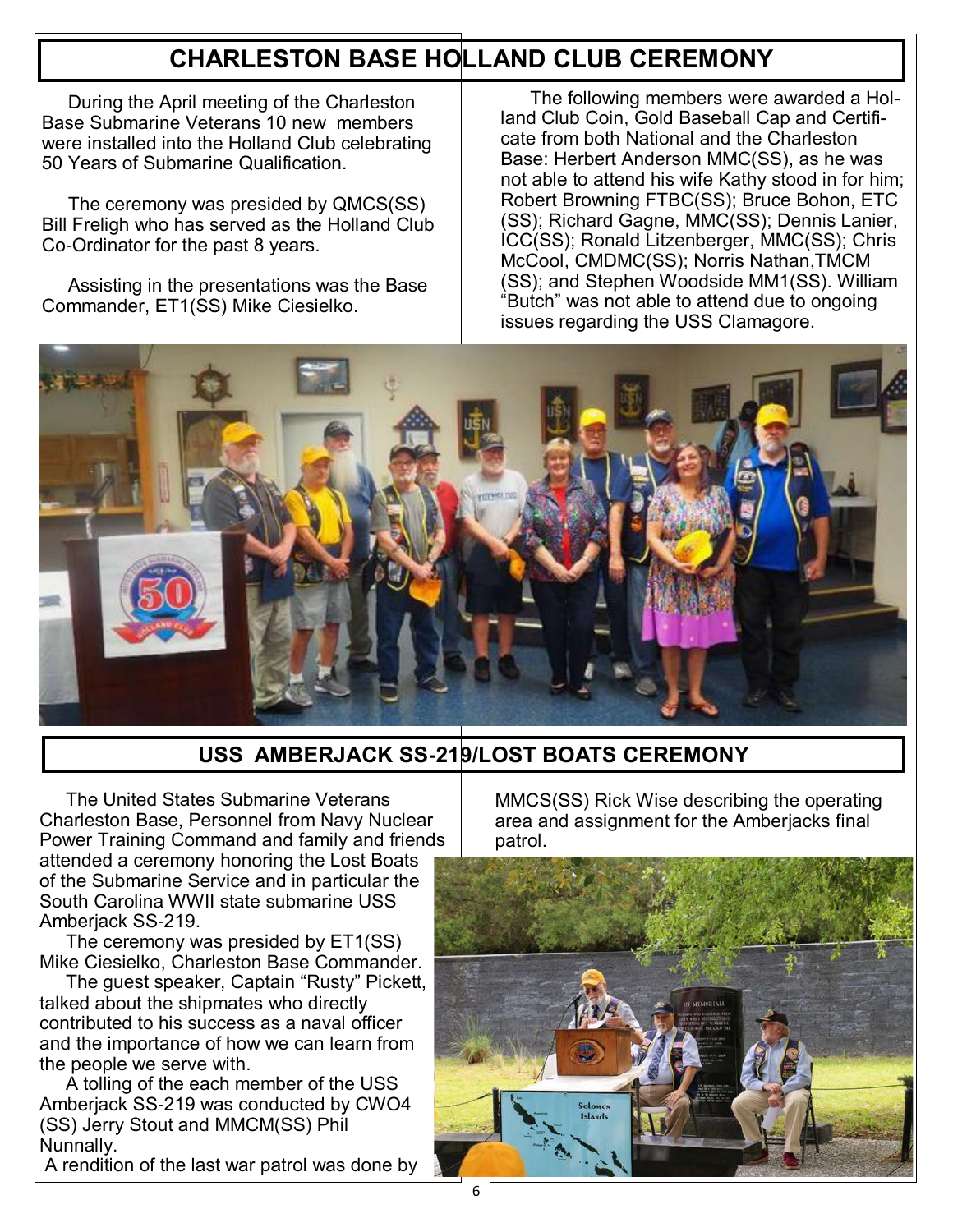## CHARLESTON BASE HOLLAND CLUB CEREMONY

During the April meeting of the Charleston Base Submarine Veterans 10 new members were installed into the Holland Club celebrating 50 Years of Submarine Qualification.

The ceremony was presided by QMCS(SS) Bill Freligh who has served as the Holland Club Co-Ordinator for the past 8 years.

Assisting in the presentations was the Base Commander, ET1(SS) Mike Ciesielko.

The following members were awarded a Holland Club Coin, Gold Baseball Cap and Certificate from both National and the Charleston Base: Herbert Anderson MMC(SS), as he was not able to attend his wife Kathy stood in for him; Robert Browning FTBC(SS); Bruce Bohon, ETC (SS); Richard Gagne, MMC(SS); Dennis Lanier, ICC(SS); Ronald Litzenberger, MMC(SS); Chris McCool, CMDMC(SS); Norris Nathan,TMCM (SS); and Stephen Woodside MM1(SS). William "Butch" was not able to attend due to ongoing issues regarding the USS Clamagore.

## USS AMBERJACK SS-219/LOST BOATS CEREMONY

The United States Submarine Veterans Charleston Base, Personnel from Navy Nuclear Power Training Command and family and friends attended a ceremony honoring the Lost Boats of the Submarine Service and in particular the South Carolina WWII state submarine USS Amberjack SS-219.

The ceremony was presided by ET1(SS) Mike Ciesielko, Charleston Base Commander.

The guest speaker, Captain "Rusty" Pickett, talked about the shipmates who directly contributed to his success as a naval officer and the importance of how we can learn from the people we serve with.

A tolling of the each member of the USS Amberjack SS-219 was conducted by CWO4 (SS) Jerry Stout and MMCM(SS) Phil Nunnally.

A rendition of the last war patrol was done by MMCS(SS) Rick Wise describing the operating area and assignment for the Amberjacks final patrol.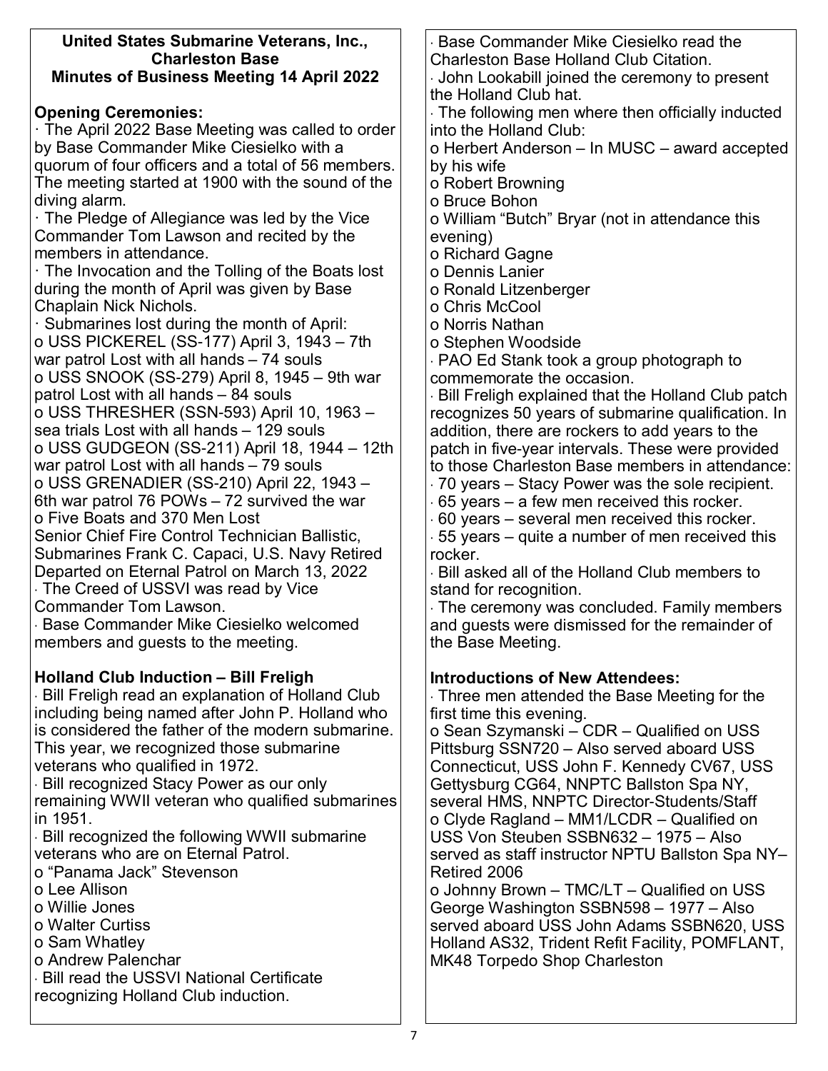**United States Submarine Veterans, Inc., Charleston Base**
**Minutes of Business Meeting 14 April 2022**

**Opening Ceremonies:**

- The April 2022 Base Meeting was called to order by Base Commander Mike Ciesielko with a quorum of four officers and a total of 56 members. The meeting started at 1900 with the sound of the diving alarm.
- The Pledge of Allegiance was led by the Vice Commander Tom Lawson and recited by the members in attendance.
- The Invocation and the Tolling of the Boats lost during the month of April was given by Base Chaplain Nick Nichols.
- Submarines lost during the month of April:
  - USS PICKEREL (SS-177) April 3, 1943 – 7th war patrol Lost with all hands – 74 souls
  - USS SNOOK (SS-279) April 8, 1945 – 9th war patrol Lost with all hands – 84 souls
  - USS THRESHER (SSN-593) April 10, 1963 – sea trials Lost with all hands – 129 souls
  - USS GUDGEON (SS-211) April 18, 1944 – 12th war patrol Lost with all hands – 79 souls
  - USS GRENADIER (SS-210) April 22, 1943 – 6th war patrol 76 POWs – 72 survived the war
  - Five Boats and 370 Men Lost

Senior Chief Fire Control Technician Ballistic, Submarines Frank C. Capaci, U.S. Navy Retired Departed on Eternal Patrol on March 13, 2022

- The Creed of USSVI was read by Vice Commander Tom Lawson.
- Base Commander Mike Ciesielko welcomed members and guests to the meeting.

**Holland Club Induction – Bill Freligh**

- Bill Freligh read an explanation of Holland Club including being named after John P. Holland who is considered the father of the modern submarine. This year, we recognized those submarine veterans who qualified in 1972.
- Bill recognized Stacy Power as our only remaining WWII veteran who qualified submarines in 1951.
- Bill recognized the following WWII submarine veterans who are on Eternal Patrol.
  - "Panama Jack" Stevenson
  - Lee Allison
  - Willie Jones
  - Walter Curtiss
  - Sam Whatley
  - Andrew Palenchar
- Bill read the USSVI National Certificate recognizing Holland Club induction.
- Base Commander Mike Ciesielko read the Charleston Base Holland Club Citation.
- John Lookabill joined the ceremony to present the Holland Club hat.
- The following men where then officially inducted into the Holland Club:
  - Herbert Anderson – In MUSC – award accepted by his wife
  - Robert Browning
  - Bruce Bohon
  - William "Butch" Bryar (not in attendance this evening)
  - Richard Gagne
  - Dennis Lanier
  - Ronald Litzenberger
  - Chris McCool
  - Norris Nathan
  - Stephen Woodside
- PAO Ed Stank took a group photograph to commemorate the occasion.
- Bill Freligh explained that the Holland Club patch recognizes 50 years of submarine qualification. In addition, there are rockers to add years to the patch in five-year intervals. These were provided to those Charleston Base members in attendance:
- 70 years – Stacy Power was the sole recipient.
- 65 years – a few men received this rocker.
- 60 years – several men received this rocker.
- 55 years – quite a number of men received this rocker.
- Bill asked all of the Holland Club members to stand for recognition.
- The ceremony was concluded. Family members and guests were dismissed for the remainder of the Base Meeting.

**Introductions of New Attendees:**

- Three men attended the Base Meeting for the first time this evening.
  - Sean Szymanski – CDR – Qualified on USS Pittsburg SSN720 – Also served aboard USS Connecticut, USS John F. Kennedy CV67, USS Gettysburg CG64, NNPTC Ballston Spa NY, several HMS, NNPTC Director-Students/Staff
  - Clyde Ragland – MM1/LCDR – Qualified on USS Von Steuben SSBN632 – 1975 – Also served as staff instructor NPTU Ballston Spa NY– Retired 2006
  - Johnny Brown – TMC/LT – Qualified on USS George Washington SSBN598 – 1977 – Also served aboard USS John Adams SSBN620, USS Holland AS32, Trident Refit Facility, POMFLANT, MK48 Torpedo Shop Charleston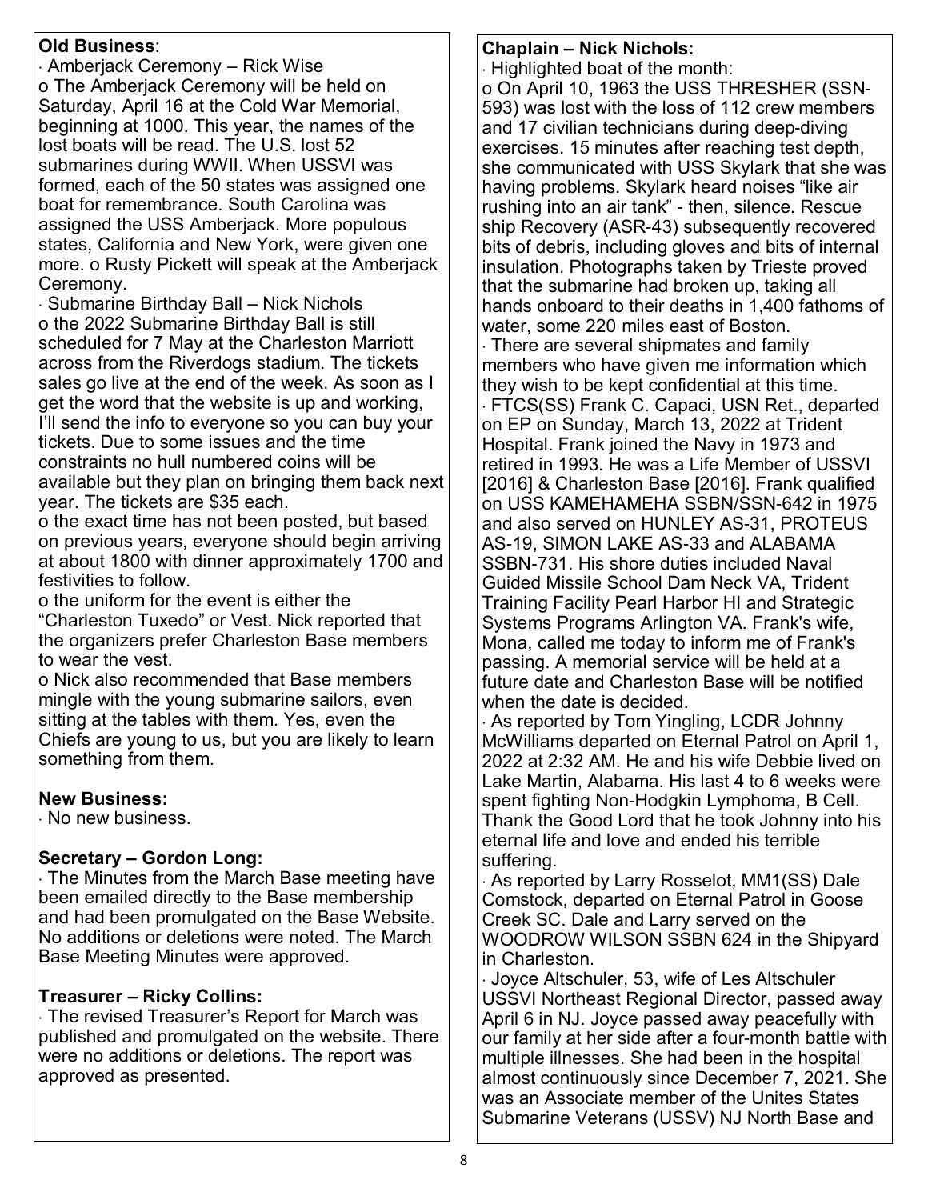**Old Business**:

- Amberjack Ceremony – Rick Wise
  - The Amberjack Ceremony will be held on Saturday, April 16 at the Cold War Memorial, beginning at 1000. This year, the names of the lost boats will be read. The U.S. lost 52 submarines during WWII. When USSVI was formed, each of the 50 states was assigned one boat for remembrance. South Carolina was assigned the USS Amberjack. More populous states, California and New York, were given one more.
  - Rusty Pickett will speak at the Amberjack Ceremony.
- Submarine Birthday Ball – Nick Nichols
  - the 2022 Submarine Birthday Ball is still scheduled for 7 May at the Charleston Marriott across from the Riverdogs stadium. The tickets sales go live at the end of the week. As soon as I get the word that the website is up and working, I'll send the info to everyone so you can buy your tickets. Due to some issues and the time constraints no hull numbered coins will be available but they plan on bringing them back next year. The tickets are $35 each.
  - the exact time has not been posted, but based on previous years, everyone should begin arriving at about 1800 with dinner approximately 1700 and festivities to follow.
  - the uniform for the event is either the "Charleston Tuxedo" or Vest. Nick reported that the organizers prefer Charleston Base members to wear the vest.
  - Nick also recommended that Base members mingle with the young submarine sailors, even sitting at the tables with them. Yes, even the Chiefs are young to us, but you are likely to learn something from them.

**New Business:**

- No new business.

**Secretary – Gordon Long:**

- The Minutes from the March Base meeting have been emailed directly to the Base membership and had been promulgated on the Base Website. No additions or deletions were noted. The March Base Meeting Minutes were approved.

**Treasurer – Ricky Collins:**

- The revised Treasurer's Report for March was published and promulgated on the website. There were no additions or deletions. The report was approved as presented.

**Chaplain – Nick Nichols:**

- Highlighted boat of the month:
  - On April 10, 1963 the USS THRESHER (SSN-593) was lost with the loss of 112 crew members and 17 civilian technicians during deep-diving exercises. 15 minutes after reaching test depth, she communicated with USS Skylark that she was having problems. Skylark heard noises "like air rushing into an air tank" - then, silence. Rescue ship Recovery (ASR-43) subsequently recovered bits of debris, including gloves and bits of internal insulation. Photographs taken by Trieste proved that the submarine had broken up, taking all hands onboard to their deaths in 1,400 fathoms of water, some 220 miles east of Boston.
- There are several shipmates and family members who have given me information which they wish to be kept confidential at this time.
- FTCS(SS) Frank C. Capaci, USN Ret., departed on EP on Sunday, March 13, 2022 at Trident Hospital. Frank joined the Navy in 1973 and retired in 1993. He was a Life Member of USSVI [2016] & Charleston Base [2016]. Frank qualified on USS KAMEHAMEHA SSBN/SSN-642 in 1975 and also served on HUNLEY AS-31, PROTEUS AS-19, SIMON LAKE AS-33 and ALABAMA SSBN-731. His shore duties included Naval Guided Missile School Dam Neck VA, Trident Training Facility Pearl Harbor HI and Strategic Systems Programs Arlington VA. Frank's wife, Mona, called me today to inform me of Frank's passing. A memorial service will be held at a future date and Charleston Base will be notified when the date is decided.
- As reported by Tom Yingling, LCDR Johnny McWilliams departed on Eternal Patrol on April 1, 2022 at 2:32 AM. He and his wife Debbie lived on Lake Martin, Alabama. His last 4 to 6 weeks were spent fighting Non-Hodgkin Lymphoma, B Cell. Thank the Good Lord that he took Johnny into his eternal life and love and ended his terrible suffering.
- As reported by Larry Rosselot, MM1(SS) Dale Comstock, departed on Eternal Patrol in Goose Creek SC. Dale and Larry served on the WOODROW WILSON SSBN 624 in the Shipyard in Charleston.
- Joyce Altschuler, 53, wife of Les Altschuler USSVI Northeast Regional Director, passed away April 6 in NJ. Joyce passed away peacefully with our family at her side after a four-month battle with multiple illnesses. She had been in the hospital almost continuously since December 7, 2021. She was an Associate member of the Unites States Submarine Veterans (USSV) NJ North Base and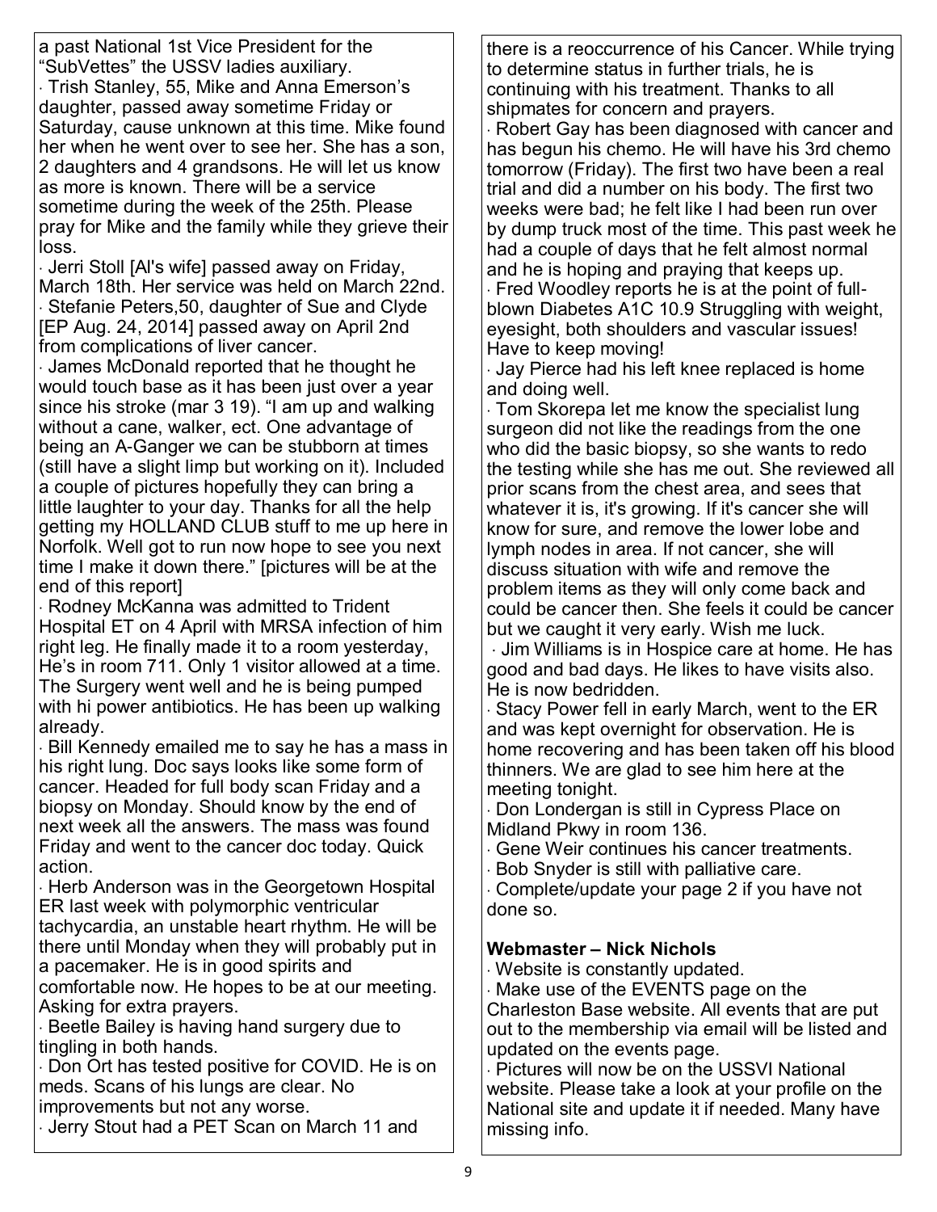a past National 1st Vice President for the "SubVettes" the USSV ladies auxiliary.

· Trish Stanley, 55, Mike and Anna Emerson's daughter, passed away sometime Friday or Saturday, cause unknown at this time. Mike found her when he went over to see her. She has a son, 2 daughters and 4 grandsons. He will let us know as more is known. There will be a service sometime during the week of the 25th. Please pray for Mike and the family while they grieve their loss.

· Jerri Stoll [Al's wife] passed away on Friday, March 18th. Her service was held on March 22nd.

· Stefanie Peters,50, daughter of Sue and Clyde [EP Aug. 24, 2014] passed away on April 2nd from complications of liver cancer.

· James McDonald reported that he thought he would touch base as it has been just over a year since his stroke (mar 3 19). "I am up and walking without a cane, walker, ect. One advantage of being an A-Ganger we can be stubborn at times (still have a slight limp but working on it). Included a couple of pictures hopefully they can bring a little laughter to your day. Thanks for all the help getting my HOLLAND CLUB stuff to me up here in Norfolk. Well got to run now hope to see you next time I make it down there." [pictures will be at the end of this report]

· Rodney McKanna was admitted to Trident Hospital ET on 4 April with MRSA infection of him right leg. He finally made it to a room yesterday, He's in room 711. Only 1 visitor allowed at a time. The Surgery went well and he is being pumped with hi power antibiotics. He has been up walking already.

· Bill Kennedy emailed me to say he has a mass in his right lung. Doc says looks like some form of cancer. Headed for full body scan Friday and a biopsy on Monday. Should know by the end of next week all the answers. The mass was found Friday and went to the cancer doc today. Quick action.

· Herb Anderson was in the Georgetown Hospital ER last week with polymorphic ventricular tachycardia, an unstable heart rhythm. He will be there until Monday when they will probably put in a pacemaker. He is in good spirits and comfortable now. He hopes to be at our meeting. Asking for extra prayers.

· Beetle Bailey is having hand surgery due to tingling in both hands.

· Don Ort has tested positive for COVID. He is on meds. Scans of his lungs are clear. No improvements but not any worse.

· Jerry Stout had a PET Scan on March 11 and there is a reoccurrence of his Cancer. While trying to determine status in further trials, he is continuing with his treatment. Thanks to all shipmates for concern and prayers.

· Robert Gay has been diagnosed with cancer and has begun his chemo. He will have his 3rd chemo tomorrow (Friday). The first two have been a real trial and did a number on his body. The first two weeks were bad; he felt like I had been run over by dump truck most of the time. This past week he had a couple of days that he felt almost normal and he is hoping and praying that keeps up.

· Fred Woodley reports he is at the point of full-blown Diabetes A1C 10.9 Struggling with weight, eyesight, both shoulders and vascular issues! Have to keep moving!

· Jay Pierce had his left knee replaced is home and doing well.

· Tom Skorepa let me know the specialist lung surgeon did not like the readings from the one who did the basic biopsy, so she wants to redo the testing while she has me out. She reviewed all prior scans from the chest area, and sees that whatever it is, it's growing. If it's cancer she will know for sure, and remove the lower lobe and lymph nodes in area. If not cancer, she will discuss situation with wife and remove the problem items as they will only come back and could be cancer then. She feels it could be cancer but we caught it very early. Wish me luck.

· Jim Williams is in Hospice care at home. He has good and bad days. He likes to have visits also. He is now bedridden.

· Stacy Power fell in early March, went to the ER and was kept overnight for observation. He is home recovering and has been taken off his blood thinners. We are glad to see him here at the meeting tonight.

· Don Londergan is still in Cypress Place on Midland Pkwy in room 136.

· Gene Weir continues his cancer treatments.

· Bob Snyder is still with palliative care.

· Complete/update your page 2 if you have not done so.

**Webmaster – Nick Nichols**

· Website is constantly updated.

· Make use of the EVENTS page on the Charleston Base website. All events that are put out to the membership via email will be listed and updated on the events page.

· Pictures will now be on the USSVI National website. Please take a look at your profile on the National site and update it if needed. Many have missing info.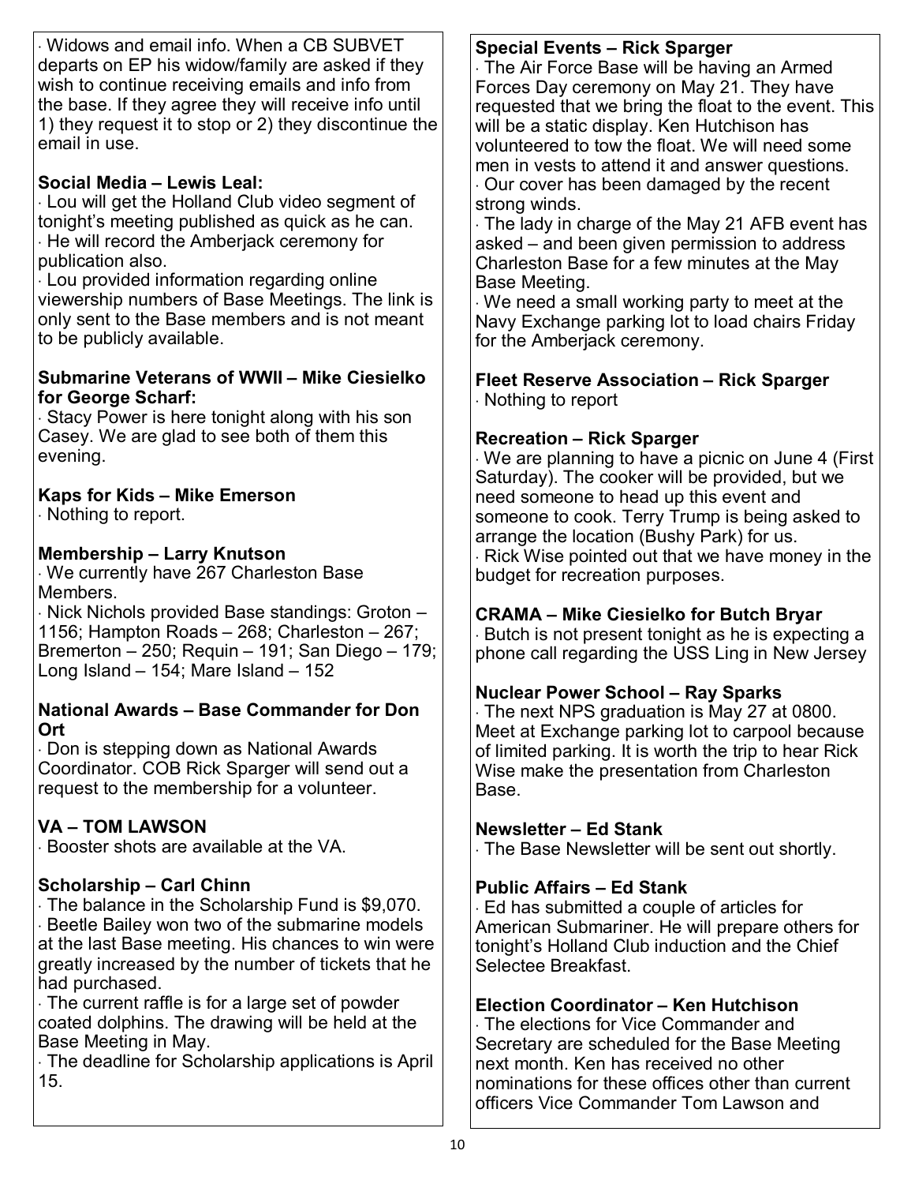· Widows and email info. When a CB SUBVET departs on EP his widow/family are asked if they wish to continue receiving emails and info from the base. If they agree they will receive info until 1) they request it to stop or 2) they discontinue the email in use.

**Social Media – Lewis Leal:**

· Lou will get the Holland Club video segment of tonight's meeting published as quick as he can.
· He will record the Amberjack ceremony for publication also.
· Lou provided information regarding online viewership numbers of Base Meetings. The link is only sent to the Base members and is not meant to be publicly available.

**Submarine Veterans of WWII – Mike Ciesielko for George Scharf:**

· Stacy Power is here tonight along with his son Casey. We are glad to see both of them this evening.

**Kaps for Kids – Mike Emerson**

· Nothing to report.

**Membership – Larry Knutson**

· We currently have 267 Charleston Base Members.
· Nick Nichols provided Base standings: Groton – 1156; Hampton Roads – 268; Charleston – 267; Bremerton – 250; Requin – 191; San Diego – 179; Long Island – 154; Mare Island – 152

**National Awards – Base Commander for Don Ort**

· Don is stepping down as National Awards Coordinator. COB Rick Sparger will send out a request to the membership for a volunteer.

**VA – TOM LAWSON**

· Booster shots are available at the VA.

**Scholarship – Carl Chinn**

· The balance in the Scholarship Fund is $9,070.
· Beetle Bailey won two of the submarine models at the last Base meeting. His chances to win were greatly increased by the number of tickets that he had purchased.
· The current raffle is for a large set of powder coated dolphins. The drawing will be held at the Base Meeting in May.
· The deadline for Scholarship applications is April 15.

**Special Events – Rick Sparger**

· The Air Force Base will be having an Armed Forces Day ceremony on May 21. They have requested that we bring the float to the event. This will be a static display. Ken Hutchison has volunteered to tow the float. We will need some men in vests to attend it and answer questions.
· Our cover has been damaged by the recent strong winds.
· The lady in charge of the May 21 AFB event has asked – and been given permission to address Charleston Base for a few minutes at the May Base Meeting.
· We need a small working party to meet at the Navy Exchange parking lot to load chairs Friday for the Amberjack ceremony.

**Fleet Reserve Association – Rick Sparger**

· Nothing to report

**Recreation – Rick Sparger**

· We are planning to have a picnic on June 4 (First Saturday). The cooker will be provided, but we need someone to head up this event and someone to cook. Terry Trump is being asked to arrange the location (Bushy Park) for us.
· Rick Wise pointed out that we have money in the budget for recreation purposes.

**CRAMA – Mike Ciesielko for Butch Bryar**

· Butch is not present tonight as he is expecting a phone call regarding the USS Ling in New Jersey

**Nuclear Power School – Ray Sparks**

· The next NPS graduation is May 27 at 0800. Meet at Exchange parking lot to carpool because of limited parking. It is worth the trip to hear Rick Wise make the presentation from Charleston Base.

**Newsletter – Ed Stank**

· The Base Newsletter will be sent out shortly.

**Public Affairs – Ed Stank**

· Ed has submitted a couple of articles for American Submariner. He will prepare others for tonight's Holland Club induction and the Chief Selectee Breakfast.

**Election Coordinator – Ken Hutchison**

· The elections for Vice Commander and Secretary are scheduled for the Base Meeting next month. Ken has received no other nominations for these offices other than current officers Vice Commander Tom Lawson and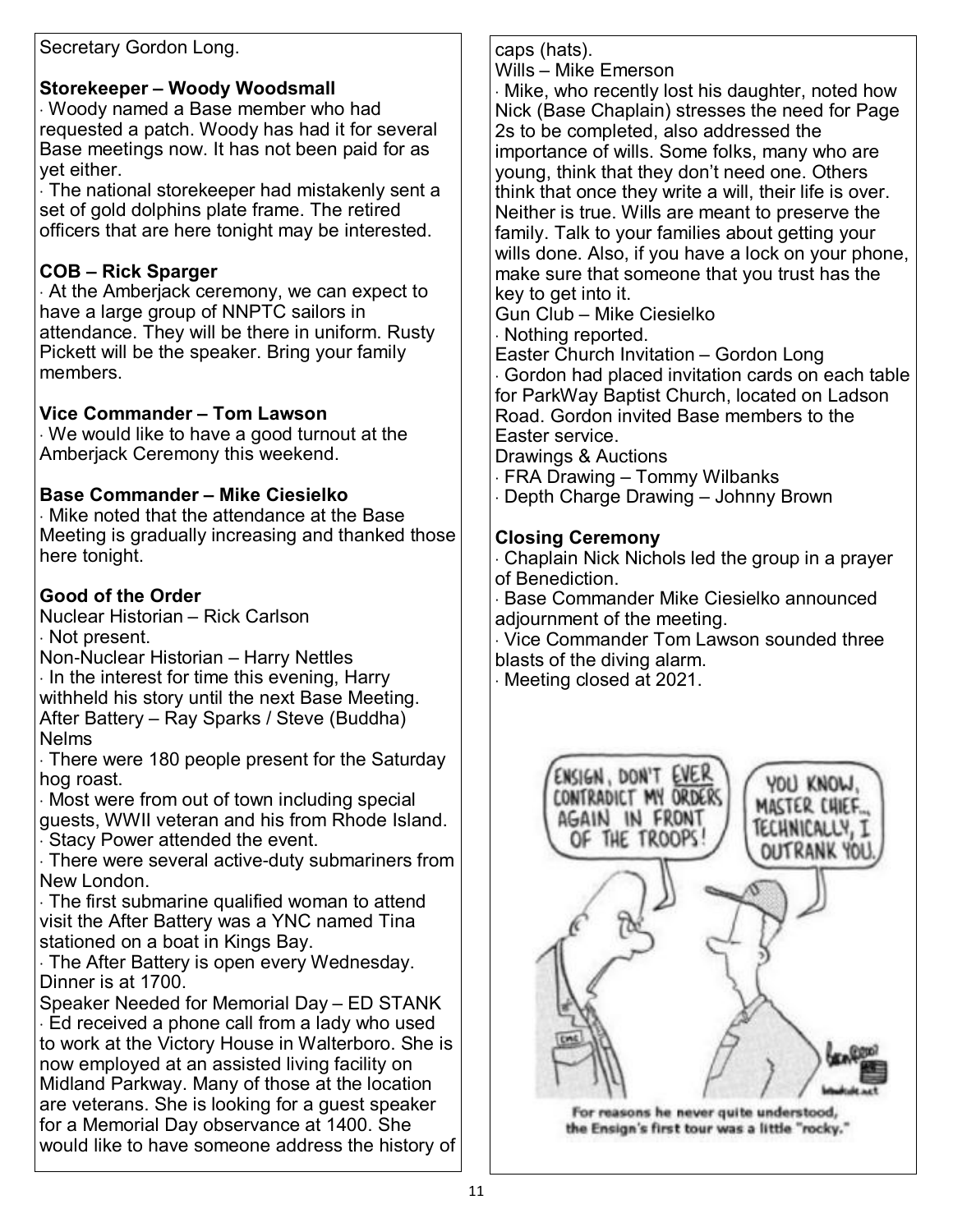Secretary Gordon Long.

**Storekeeper – Woody Woodsmall**

- Woody named a Base member who had requested a patch. Woody has had it for several Base meetings now. It has not been paid for as yet either.
- The national storekeeper had mistakenly sent a set of gold dolphins plate frame. The retired officers that are here tonight may be interested.

**COB – Rick Sparger**

- At the Amberjack ceremony, we can expect to have a large group of NNPTC sailors in attendance. They will be there in uniform. Rusty Pickett will be the speaker. Bring your family members.

**Vice Commander – Tom Lawson**

- We would like to have a good turnout at the Amberjack Ceremony this weekend.

**Base Commander – Mike Ciesielko**

- Mike noted that the attendance at the Base Meeting is gradually increasing and thanked those here tonight.

**Good of the Order**

Nuclear Historian – Rick Carlson

- Not present.

Non-Nuclear Historian – Harry Nettles

- In the interest for time this evening, Harry withheld his story until the next Base Meeting.

After Battery – Ray Sparks / Steve (Buddha) Nelms

- There were 180 people present for the Saturday hog roast.
- Most were from out of town including special guests, WWII veteran and his from Rhode Island.
- Stacy Power attended the event.
- There were several active-duty submariners from New London.
- The first submarine qualified woman to attend visit the After Battery was a YNC named Tina stationed on a boat in Kings Bay.
- The After Battery is open every Wednesday. Dinner is at 1700.

Speaker Needed for Memorial Day – ED STANK

- Ed received a phone call from a lady who used to work at the Victory House in Walterboro. She is now employed at an assisted living facility on Midland Parkway. Many of those at the location are veterans. She is looking for a guest speaker for a Memorial Day observance at 1400. She would like to have someone address the history of caps (hats).

Wills – Mike Emerson

- Mike, who recently lost his daughter, noted how Nick (Base Chaplain) stresses the need for Page 2s to be completed, also addressed the importance of wills. Some folks, many who are young, think that they don't need one. Others think that once they write a will, their life is over. Neither is true. Wills are meant to preserve the family. Talk to your families about getting your wills done. Also, if you have a lock on your phone, make sure that someone that you trust has the key to get into it.

Gun Club – Mike Ciesielko

- Nothing reported.

Easter Church Invitation – Gordon Long

- Gordon had placed invitation cards on each table for ParkWay Baptist Church, located on Ladson Road. Gordon invited Base members to the Easter service.

Drawings & Auctions

- FRA Drawing – Tommy Wilbanks
- Depth Charge Drawing – Johnny Brown

**Closing Ceremony**

- Chaplain Nick Nichols led the group in a prayer of Benediction.
- Base Commander Mike Ciesielko announced adjournment of the meeting.
- Vice Commander Tom Lawson sounded three blasts of the diving alarm.
- Meeting closed at 2021.

ENSIGN, DON'T EVER CONTRADICT MY ORDERS AGAIN IN FRONT OF THE TROOPS!

YOU KNOW, MASTER CHIEF... TECHNICALLY, I OUTRANK YOU.

For reasons he never quite understood, the Ensign's first tour was a little "rocky."